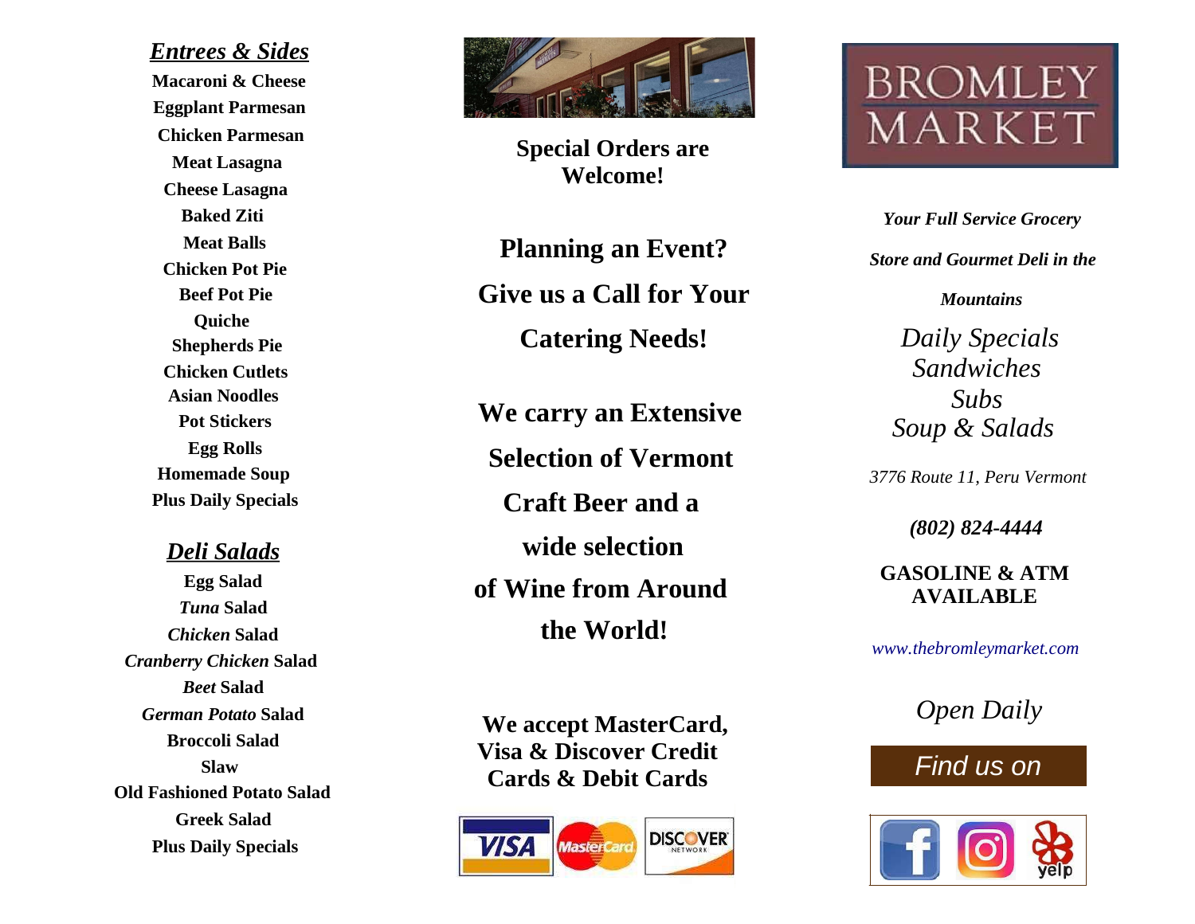## *Entrees & Sides*

**Macaroni & Cheese**
**Eggplant Parmesan**
**Chicken Parmesan**
**Meat Lasagna**
**Cheese Lasagna**
**Baked Ziti**
**Meat Balls**
**Chicken Pot Pie**
**Beef Pot Pie**
**Quiche**
**Shepherds Pie**
**Chicken Cutlets**
**Asian Noodles**
**Pot Stickers**
**Egg Rolls**
**Homemade Soup**
**Plus Daily Specials**

## *Deli Salads*

**Egg Salad**
***Tuna* Salad**
***Chicken* Salad**
***Cranberry Chicken* Salad**
***Beet* Salad**
***German Potato* Salad**
**Broccoli Salad**
**Slaw**
**Old Fashioned Potato Salad**
**Greek Salad**
**Plus Daily Specials**

**Special Orders are Welcome!**

**Planning an Event?**
**Give us a Call for Your Catering Needs!**

**We carry an Extensive Selection of Vermont Craft Beer and a wide selection of Wine from Around the World!**

**We accept MasterCard, Visa & Discover Credit Cards & Debit Cards**

# BROMLEY MARKET

***Your Full Service Grocery Store and Gourmet Deli in the Mountains***

*Daily Specials*
*Sandwiches*
*Subs*
*Soup & Salads*

*3776 Route 11, Peru Vermont*

***(802) 824-4444***

**GASOLINE & ATM AVAILABLE**

*www.thebromleymarket.com*

*Open Daily*

*Find us on*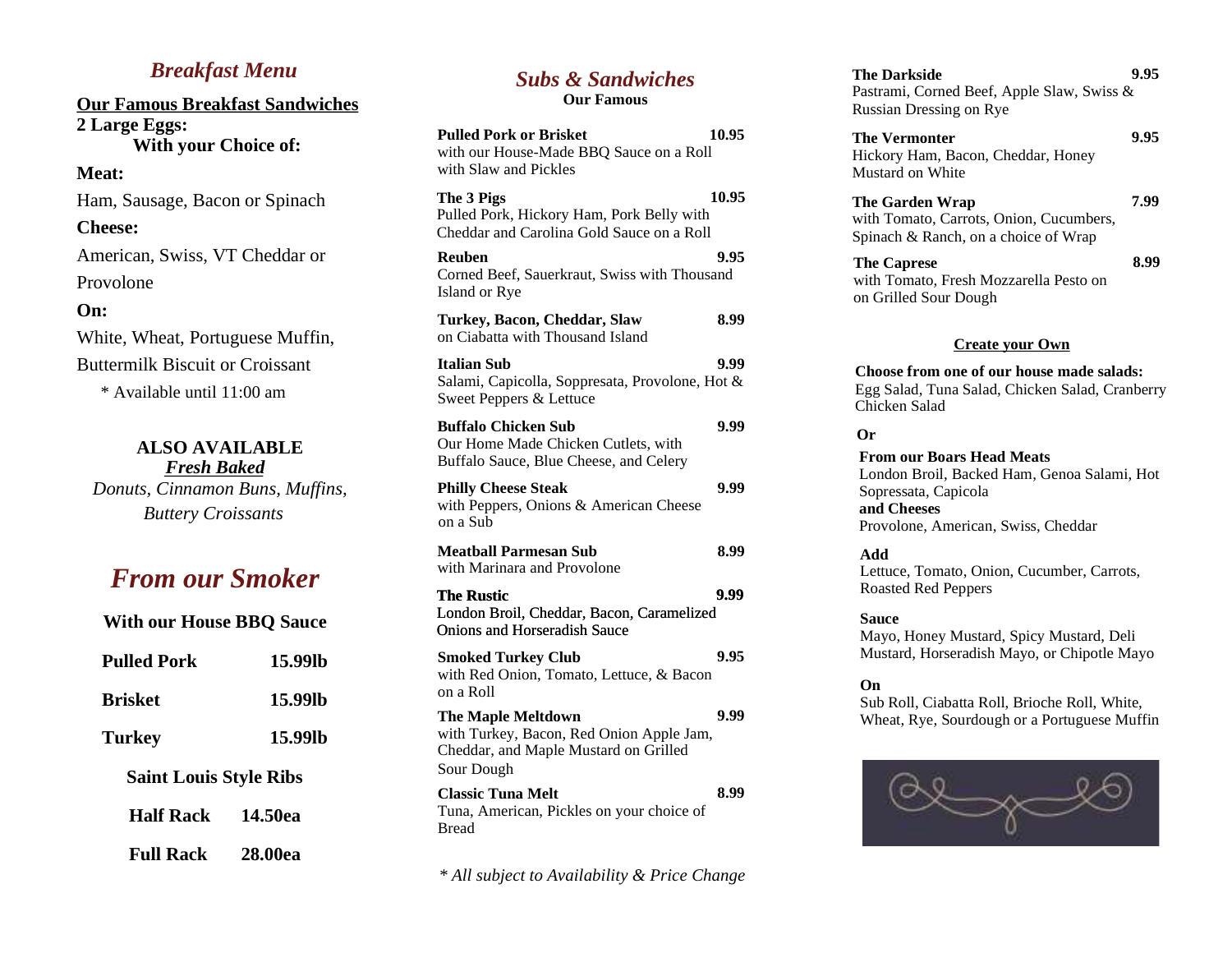## *Breakfast Menu*

**Our Famous Breakfast Sandwiches**

**2 Large Eggs:**
**With your Choice of:**

**Meat:**

Ham, Sausage, Bacon or Spinach

**Cheese:**

American, Swiss, VT Cheddar or Provolone

**On:**

White, Wheat, Portuguese Muffin, Buttermilk Biscuit or Croissant

\* Available until 11:00 am

**ALSO AVAILABLE**
***Fresh Baked***
*Donuts, Cinnamon Buns, Muffins, Buttery Croissants*

## *From our Smoker*

**With our House BBQ Sauce**

| | |
|---|---|
| **Pulled Pork** | **15.99lb** |
| **Brisket** | **15.99lb** |
| **Turkey** | **15.99lb** |

**Saint Louis Style Ribs**

| | |
|---|---|
| **Half Rack** | **14.50ea** |
| **Full Rack** | **28.00ea** |

## *Subs & Sandwiches*

**Our Famous**

**Pulled Pork or Brisket** — **10.95**
with our House-Made BBQ Sauce on a Roll with Slaw and Pickles

**The 3 Pigs** — **10.95**
Pulled Pork, Hickory Ham, Pork Belly with Cheddar and Carolina Gold Sauce on a Roll

**Reuben** — **9.95**
Corned Beef, Sauerkraut, Swiss with Thousand Island or Rye

**Turkey, Bacon, Cheddar, Slaw** — **8.99**
on Ciabatta with Thousand Island

**Italian Sub** — **9.99**
Salami, Capicolla, Soppresata, Provolone, Hot & Sweet Peppers & Lettuce

**Buffalo Chicken Sub** — **9.99**
Our Home Made Chicken Cutlets, with Buffalo Sauce, Blue Cheese, and Celery

**Philly Cheese Steak** — **9.99**
with Peppers, Onions & American Cheese on a Sub

**Meatball Parmesan Sub** — **8.99**
with Marinara and Provolone

**The Rustic** — **9.99**
London Broil, Cheddar, Bacon, Caramelized Onions and Horseradish Sauce

**Smoked Turkey Club** — **9.95**
with Red Onion, Tomato, Lettuce, & Bacon on a Roll

**The Maple Meltdown** — **9.99**
with Turkey, Bacon, Red Onion Apple Jam, Cheddar, and Maple Mustard on Grilled Sour Dough

**Classic Tuna Melt** — **8.99**
Tuna, American, Pickles on your choice of Bread

*\* All subject to Availability & Price Change*

**The Darkside** — **9.95**
Pastrami, Corned Beef, Apple Slaw, Swiss & Russian Dressing on Rye

**The Vermonter** — **9.95**
Hickory Ham, Bacon, Cheddar, Honey Mustard on White

**The Garden Wrap** — **7.99**
with Tomato, Carrots, Onion, Cucumbers, Spinach & Ranch, on a choice of Wrap

**The Caprese** — **8.99**
with Tomato, Fresh Mozzarella Pesto on on Grilled Sour Dough

**Create your Own**

**Choose from one of our house made salads:**
Egg Salad, Tuna Salad, Chicken Salad, Cranberry Chicken Salad

**Or**

**From our Boars Head Meats**
London Broil, Backed Ham, Genoa Salami, Hot Sopressata, Capicola
**and Cheeses**
Provolone, American, Swiss, Cheddar

**Add**
Lettuce, Tomato, Onion, Cucumber, Carrots, Roasted Red Peppers

**Sauce**
Mayo, Honey Mustard, Spicy Mustard, Deli Mustard, Horseradish Mayo, or Chipotle Mayo

**On**
Sub Roll, Ciabatta Roll, Brioche Roll, White, Wheat, Rye, Sourdough or a Portuguese Muffin